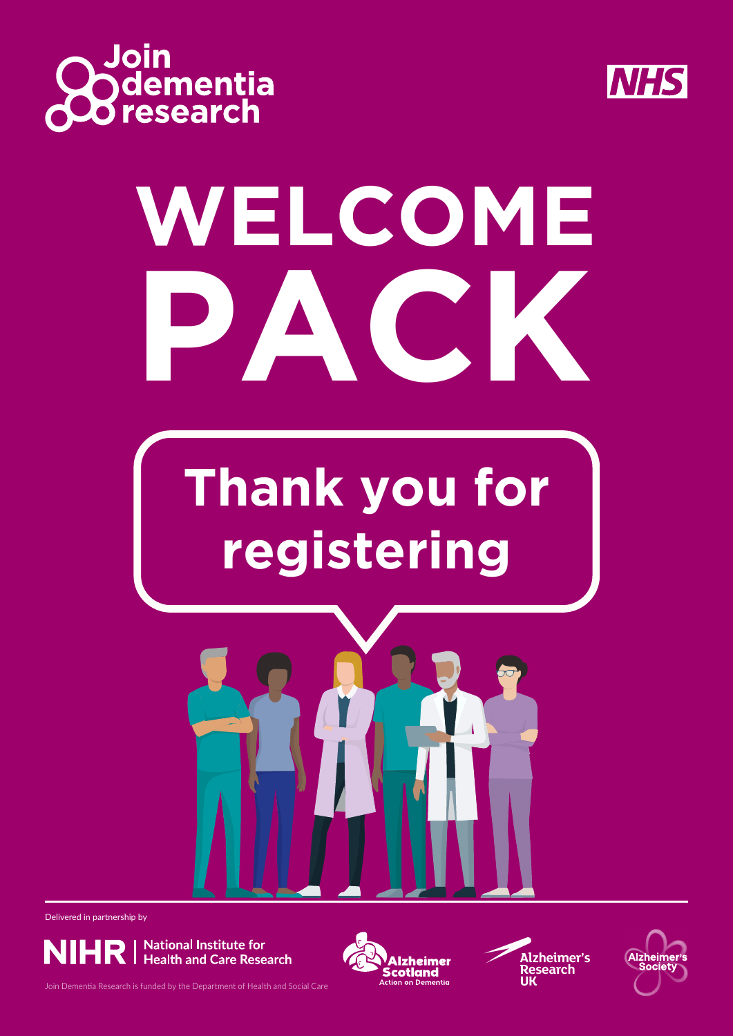Join dementia research

NHS

# WELCOME PACK

## Thank you for registering

Delivered in partnership by

NIHR | National Institute for Health and Care Research

Alzheimer Scotland Action on Dementia

Alzheimer's Research UK

Alzheimer's Society

Join Dementia Research is funded by the Department of Health and Social Care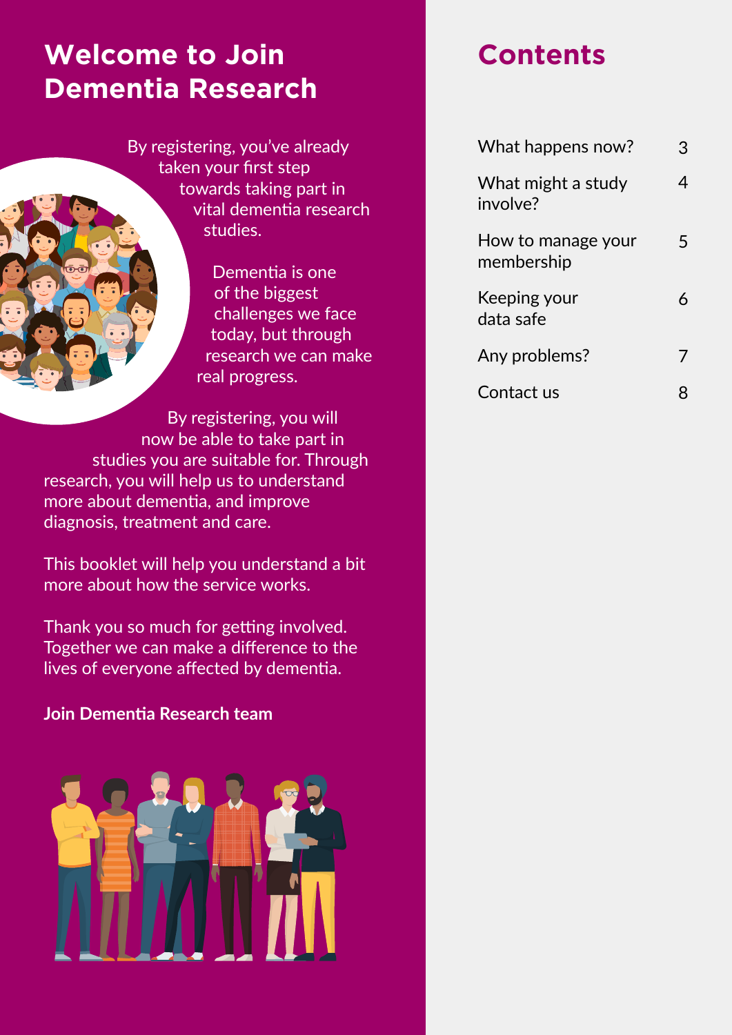# Welcome to Join Dementia Research

By registering, you've already taken your first step towards taking part in vital dementia research studies.

Dementia is one of the biggest challenges we face today, but through research we can make real progress.

By registering, you will now be able to take part in studies you are suitable for. Through research, you will help us to understand more about dementia, and improve diagnosis, treatment and care.

This booklet will help you understand a bit more about how the service works.

Thank you so much for getting involved. Together we can make a difference to the lives of everyone affected by dementia.

**Join Dementia Research team**

# Contents

| | |
|---|---|
| What happens now? | 3 |
| What might a study involve? | 4 |
| How to manage your membership | 5 |
| Keeping your data safe | 6 |
| Any problems? | 7 |
| Contact us | 8 |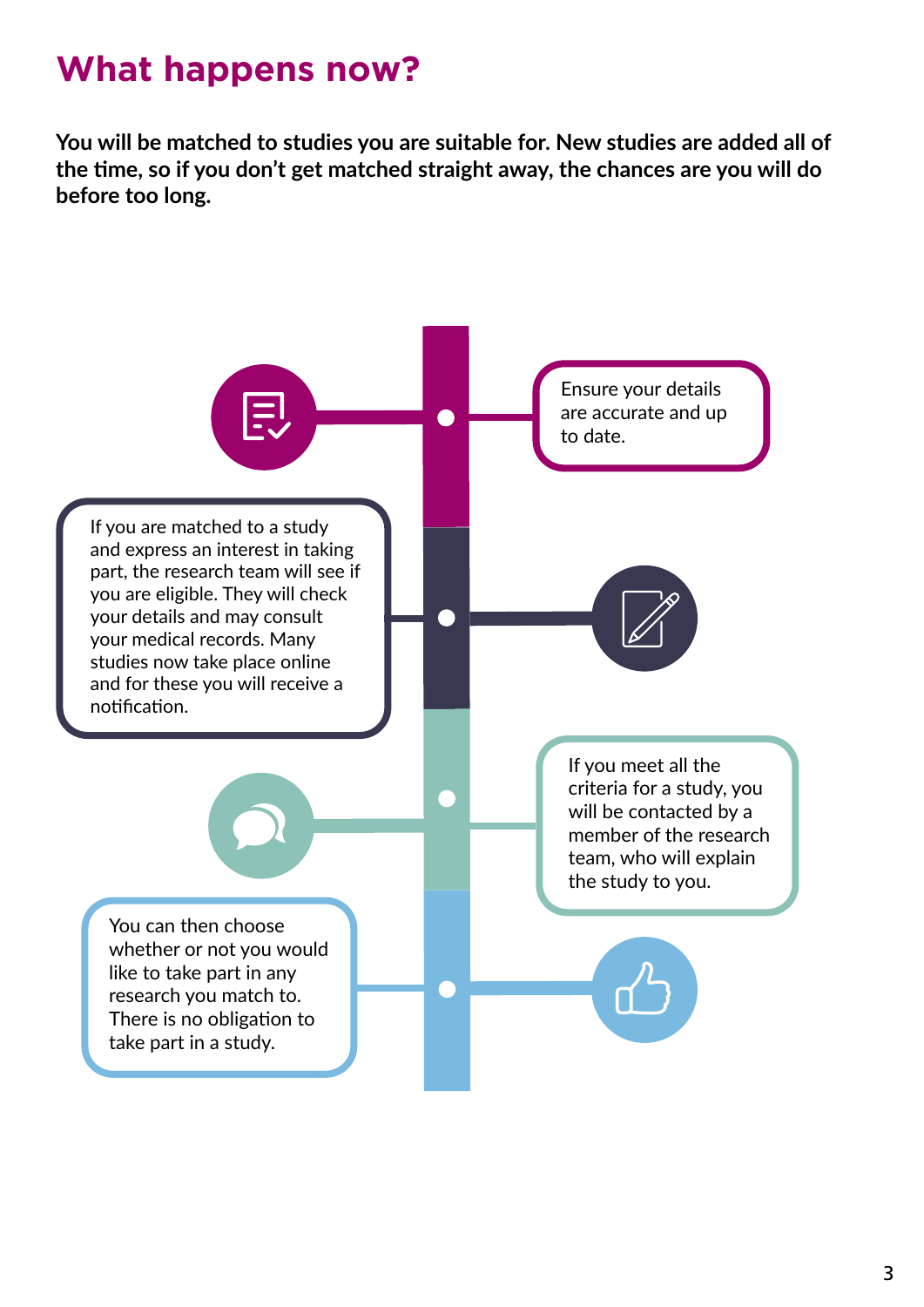# What happens now?

**You will be matched to studies you are suitable for. New studies are added all of the time, so if you don't get matched straight away, the chances are you will do before too long.**

1. Ensure your details are accurate and up to date.

2. If you are matched to a study and express an interest in taking part, the research team will see if you are eligible. They will check your details and may consult your medical records. Many studies now take place online and for these you will receive a notification.

3. If you meet all the criteria for a study, you will be contacted by a member of the research team, who will explain the study to you.

4. You can then choose whether or not you would like to take part in any research you match to. There is no obligation to take part in a study.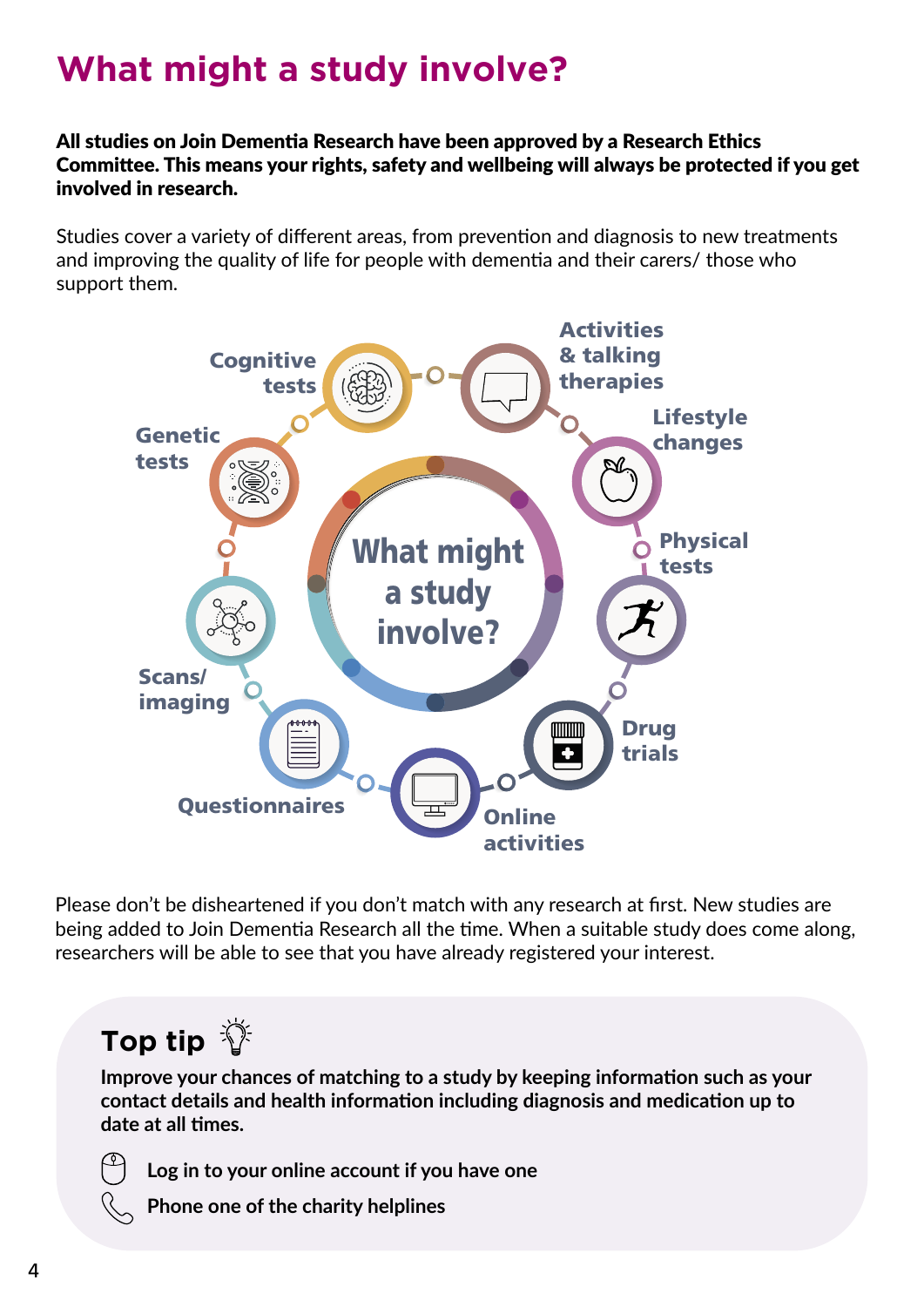# What might a study involve?

**All studies on Join Dementia Research have been approved by a Research Ethics Committee. This means your rights, safety and wellbeing will always be protected if you get involved in research.**

Studies cover a variety of different areas, from prevention and diagnosis to new treatments and improving the quality of life for people with dementia and their carers/ those who support them.

What might a study involve?

- Cognitive tests
- Activities & talking therapies
- Lifestyle changes
- Physical tests
- Drug trials
- Online activities
- Questionnaires
- Scans/ imaging
- Genetic tests

Please don't be disheartened if you don't match with any research at first. New studies are being added to Join Dementia Research all the time. When a suitable study does come along, researchers will be able to see that you have already registered your interest.

## Top tip

**Improve your chances of matching to a study by keeping information such as your contact details and health information including diagnosis and medication up to date at all times.**

- **Log in to your online account if you have one**
- **Phone one of the charity helplines**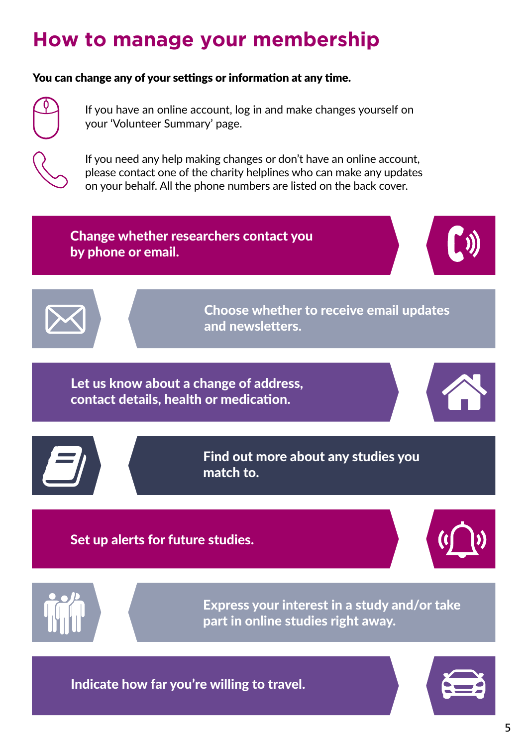# How to manage your membership

**You can change any of your settings or information at any time.**

If you have an online account, log in and make changes yourself on your 'Volunteer Summary' page.

If you need any help making changes or don't have an online account, please contact one of the charity helplines who can make any updates on your behalf. All the phone numbers are listed on the back cover.

- **Change whether researchers contact you by phone or email.**
- **Choose whether to receive email updates and newsletters.**
- **Let us know about a change of address, contact details, health or medication.**
- **Find out more about any studies you match to.**
- **Set up alerts for future studies.**
- **Express your interest in a study and/or take part in online studies right away.**
- **Indicate how far you're willing to travel.**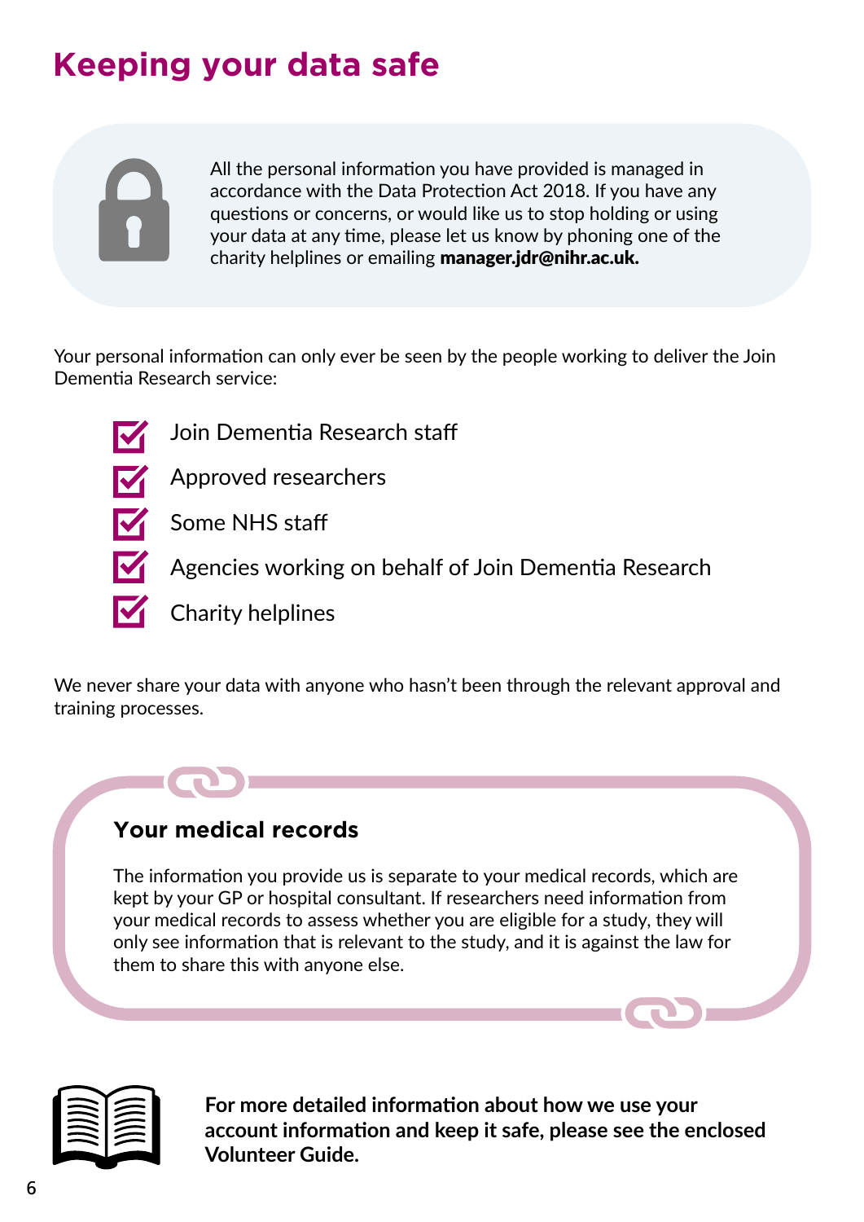# Keeping your data safe

All the personal information you have provided is managed in accordance with the Data Protection Act 2018. If you have any questions or concerns, or would like us to stop holding or using your data at any time, please let us know by phoning one of the charity helplines or emailing **manager.jdr@nihr.ac.uk.**

Your personal information can only ever be seen by the people working to deliver the Join Dementia Research service:

- Join Dementia Research staff
- Approved researchers
- Some NHS staff
- Agencies working on behalf of Join Dementia Research
- Charity helplines

We never share your data with anyone who hasn't been through the relevant approval and training processes.

### Your medical records

The information you provide us is separate to your medical records, which are kept by your GP or hospital consultant. If researchers need information from your medical records to assess whether you are eligible for a study, they will only see information that is relevant to the study, and it is against the law for them to share this with anyone else.

**For more detailed information about how we use your account information and keep it safe, please see the enclosed Volunteer Guide.**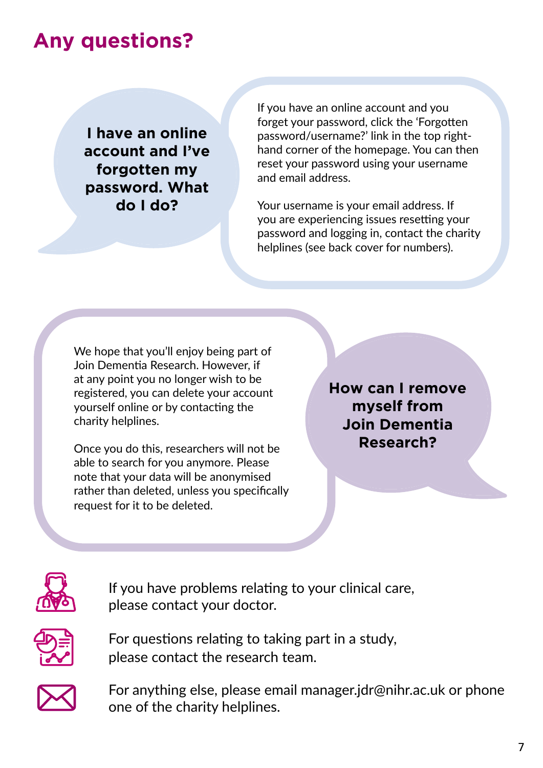# Any questions?

**I have an online account and I've forgotten my password. What do I do?**

If you have an online account and you forget your password, click the 'Forgotten password/username?' link in the top right-hand corner of the homepage. You can then reset your password using your username and email address.

Your username is your email address. If you are experiencing issues resetting your password and logging in, contact the charity helplines (see back cover for numbers).

**How can I remove myself from Join Dementia Research?**

We hope that you'll enjoy being part of Join Dementia Research. However, if at any point you no longer wish to be registered, you can delete your account yourself online or by contacting the charity helplines.

Once you do this, researchers will not be able to search for you anymore. Please note that your data will be anonymised rather than deleted, unless you specifically request for it to be deleted.

If you have problems relating to your clinical care, please contact your doctor.

For questions relating to taking part in a study, please contact the research team.

For anything else, please email manager.jdr@nihr.ac.uk or phone one of the charity helplines.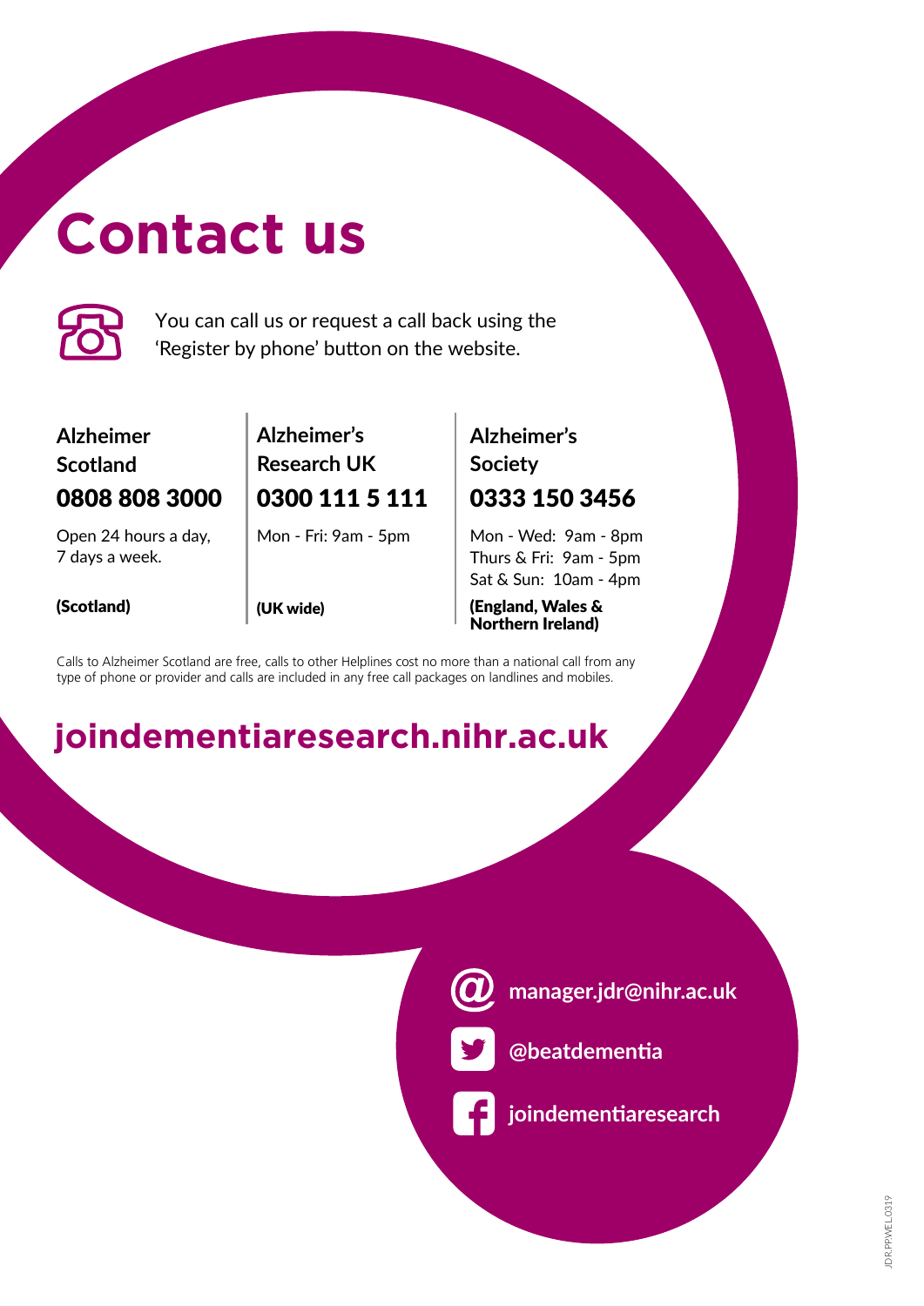# Contact us

You can call us or request a call back using the 'Register by phone' button on the website.

**Alzheimer Scotland**
**0808 808 3000**

Open 24 hours a day, 7 days a week.

**(Scotland)**

**Alzheimer's Research UK**
**0300 111 5 111**

Mon - Fri: 9am - 5pm

**(UK wide)**

**Alzheimer's Society**
**0333 150 3456**

Mon - Wed: 9am - 8pm
Thurs & Fri: 9am - 5pm
Sat & Sun: 10am - 4pm

**(England, Wales & Northern Ireland)**

Calls to Alzheimer Scotland are free, calls to other Helplines cost no more than a national call from any type of phone or provider and calls are included in any free call packages on landlines and mobiles.

## joindementiaresearch.nihr.ac.uk

**manager.jdr@nihr.ac.uk**

**@beatdementia**

**joindementiaresearch**

JDR.PPWEL.0319